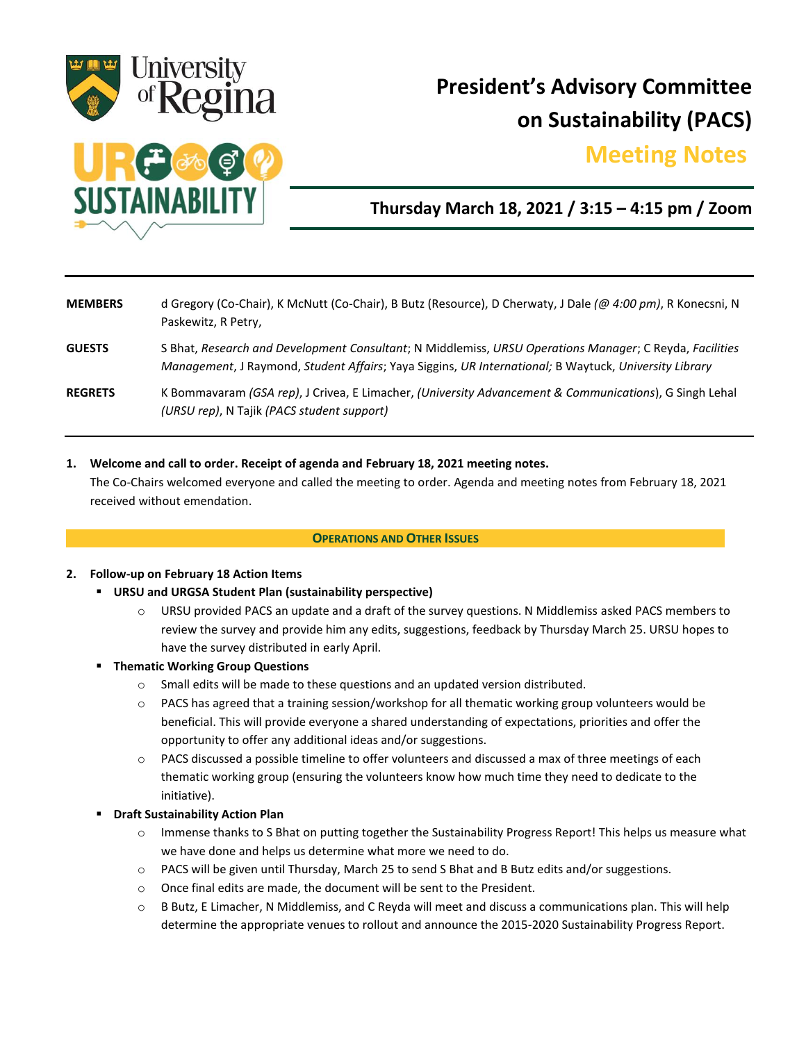University of Regina

UR SUSTAINABILITY

# President's Advisory Committee on Sustainability (PACS)

## Meeting Notes

**Thursday March 18, 2021 / 3:15 – 4:15 pm / Zoom**

| | |
|---|---|
| **MEMBERS** | d Gregory (Co-Chair), K McNutt (Co-Chair), B Butz (Resource), D Cherwaty, J Dale *(@ 4:00 pm)*, R Konecsni, N Paskewitz, R Petry, |
| **GUESTS** | S Bhat, *Research and Development Consultant*; N Middlemiss, *URSU Operations Manager*; C Reyda, *Facilities Management*, J Raymond, *Student Affairs*; Yaya Siggins, *UR International;* B Waytuck, *University Library* |
| **REGRETS** | K Bommavaram *(GSA rep)*, J Crivea, E Limacher, *(University Advancement & Communications*), G Singh Lehal *(URSU rep)*, N Tajik *(PACS student support)* |

1. **Welcome and call to order. Receipt of agenda and February 18, 2021 meeting notes.**
   The Co-Chairs welcomed everyone and called the meeting to order. Agenda and meeting notes from February 18, 2021 received without emendation.

**OPERATIONS AND OTHER ISSUES**

2. **Follow-up on February 18 Action Items**
   - **URSU and URGSA Student Plan (sustainability perspective)**
     - URSU provided PACS an update and a draft of the survey questions. N Middlemiss asked PACS members to review the survey and provide him any edits, suggestions, feedback by Thursday March 25. URSU hopes to have the survey distributed in early April.
   - **Thematic Working Group Questions**
     - Small edits will be made to these questions and an updated version distributed.
     - PACS has agreed that a training session/workshop for all thematic working group volunteers would be beneficial. This will provide everyone a shared understanding of expectations, priorities and offer the opportunity to offer any additional ideas and/or suggestions.
     - PACS discussed a possible timeline to offer volunteers and discussed a max of three meetings of each thematic working group (ensuring the volunteers know how much time they need to dedicate to the initiative).
   - **Draft Sustainability Action Plan**
     - Immense thanks to S Bhat on putting together the Sustainability Progress Report! This helps us measure what we have done and helps us determine what more we need to do.
     - PACS will be given until Thursday, March 25 to send S Bhat and B Butz edits and/or suggestions.
     - Once final edits are made, the document will be sent to the President.
     - B Butz, E Limacher, N Middlemiss, and C Reyda will meet and discuss a communications plan. This will help determine the appropriate venues to rollout and announce the 2015-2020 Sustainability Progress Report.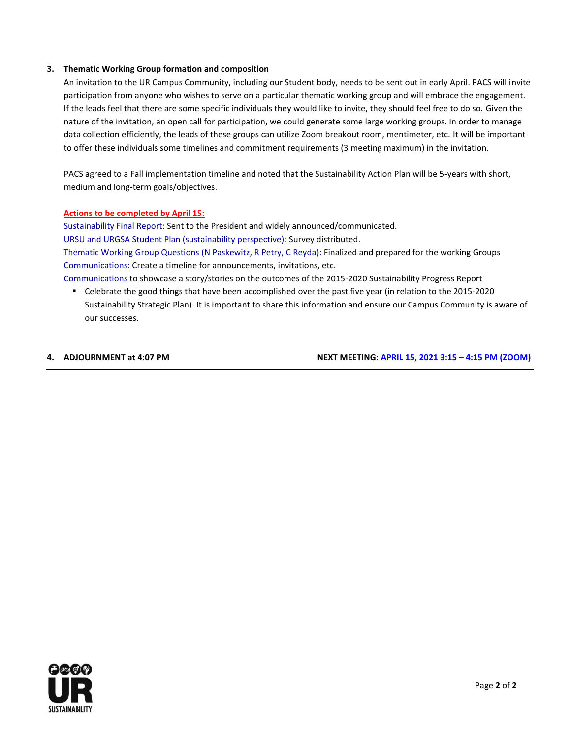### 3. Thematic Working Group formation and composition

An invitation to the UR Campus Community, including our Student body, needs to be sent out in early April. PACS will invite participation from anyone who wishes to serve on a particular thematic working group and will embrace the engagement. If the leads feel that there are some specific individuals they would like to invite, they should feel free to do so. Given the nature of the invitation, an open call for participation, we could generate some large working groups. In order to manage data collection efficiently, the leads of these groups can utilize Zoom breakout room, mentimeter, etc. It will be important to offer these individuals some timelines and commitment requirements (3 meeting maximum) in the invitation.

PACS agreed to a Fall implementation timeline and noted that the Sustainability Action Plan will be 5-years with short, medium and long-term goals/objectives.

**Actions to be completed by April 15:**

Sustainability Final Report: Sent to the President and widely announced/communicated.
URSU and URGSA Student Plan (sustainability perspective): Survey distributed.
Thematic Working Group Questions (N Paskewitz, R Petry, C Reyda): Finalized and prepared for the working Groups
Communications: Create a timeline for announcements, invitations, etc.
Communications to showcase a story/stories on the outcomes of the 2015-2020 Sustainability Progress Report

- Celebrate the good things that have been accomplished over the past five year (in relation to the 2015-2020 Sustainability Strategic Plan). It is important to share this information and ensure our Campus Community is aware of our successes.

### 4. ADJOURNMENT at 4:07 PM

**NEXT MEETING: APRIL 15, 2021 3:15 – 4:15 PM (ZOOM)**